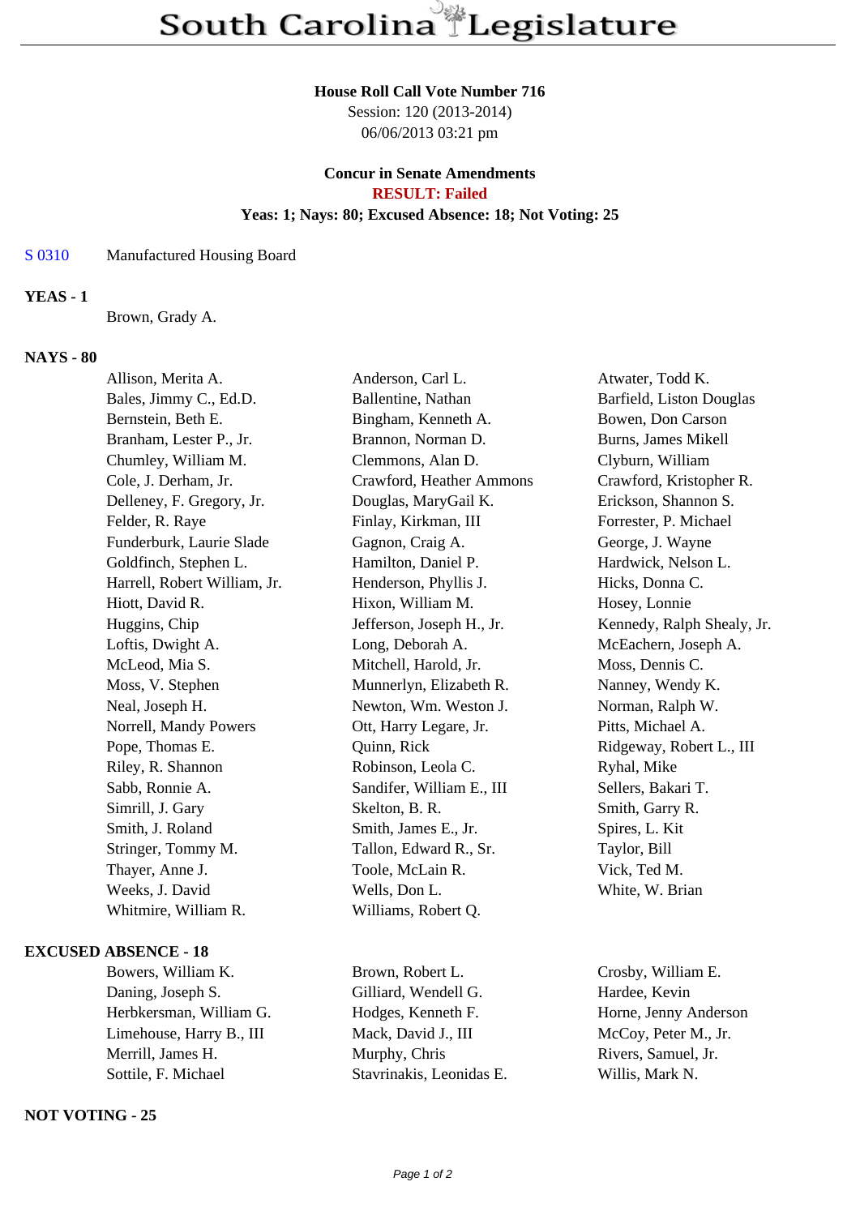# South Carolina Legislature

**House Roll Call Vote Number 716**
Session: 120 (2013-2014)
06/06/2013 03:21 pm

**Concur in Senate Amendments**
**RESULT: Failed**
**Yeas: 1; Nays: 80; Excused Absence: 18; Not Voting: 25**

S 0310 Manufactured Housing Board

**YEAS - 1**

Brown, Grady A.

**NAYS - 80**

Allison, Merita A.
Anderson, Carl L.
Atwater, Todd K.
Bales, Jimmy C., Ed.D.
Ballentine, Nathan
Barfield, Liston Douglas
Bernstein, Beth E.
Bingham, Kenneth A.
Bowen, Don Carson
Branham, Lester P., Jr.
Brannon, Norman D.
Burns, James Mikell
Chumley, William M.
Clemmons, Alan D.
Clyburn, William
Cole, J. Derham, Jr.
Crawford, Heather Ammons
Crawford, Kristopher R.
Delleney, F. Gregory, Jr.
Douglas, MaryGail K.
Erickson, Shannon S.
Felder, R. Raye
Finlay, Kirkman, III
Forrester, P. Michael
Funderburk, Laurie Slade
Gagnon, Craig A.
George, J. Wayne
Goldfinch, Stephen L.
Hamilton, Daniel P.
Hardwick, Nelson L.
Harrell, Robert William, Jr.
Henderson, Phyllis J.
Hicks, Donna C.
Hiott, David R.
Hixon, William M.
Hosey, Lonnie
Huggins, Chip
Jefferson, Joseph H., Jr.
Kennedy, Ralph Shealy, Jr.
Loftis, Dwight A.
Long, Deborah A.
McEachern, Joseph A.
McLeod, Mia S.
Mitchell, Harold, Jr.
Moss, Dennis C.
Moss, V. Stephen
Munnerlyn, Elizabeth R.
Nanney, Wendy K.
Neal, Joseph H.
Newton, Wm. Weston J.
Norman, Ralph W.
Norrell, Mandy Powers
Ott, Harry Legare, Jr.
Pitts, Michael A.
Pope, Thomas E.
Quinn, Rick
Ridgeway, Robert L., III
Riley, R. Shannon
Robinson, Leola C.
Ryhal, Mike
Sabb, Ronnie A.
Sandifer, William E., III
Sellers, Bakari T.
Simrill, J. Gary
Skelton, B. R.
Smith, Garry R.
Smith, J. Roland
Smith, James E., Jr.
Spires, L. Kit
Stringer, Tommy M.
Tallon, Edward R., Sr.
Taylor, Bill
Thayer, Anne J.
Toole, McLain R.
Vick, Ted M.
Weeks, J. David
Wells, Don L.
White, W. Brian
Whitmire, William R.
Williams, Robert Q.

**EXCUSED ABSENCE - 18**

Bowers, William K.
Brown, Robert L.
Crosby, William E.
Daning, Joseph S.
Gilliard, Wendell G.
Hardee, Kevin
Herbkersman, William G.
Hodges, Kenneth F.
Horne, Jenny Anderson
Limehouse, Harry B., III
Mack, David J., III
McCoy, Peter M., Jr.
Merrill, James H.
Murphy, Chris
Rivers, Samuel, Jr.
Sottile, F. Michael
Stavrinakis, Leonidas E.
Willis, Mark N.

**NOT VOTING - 25**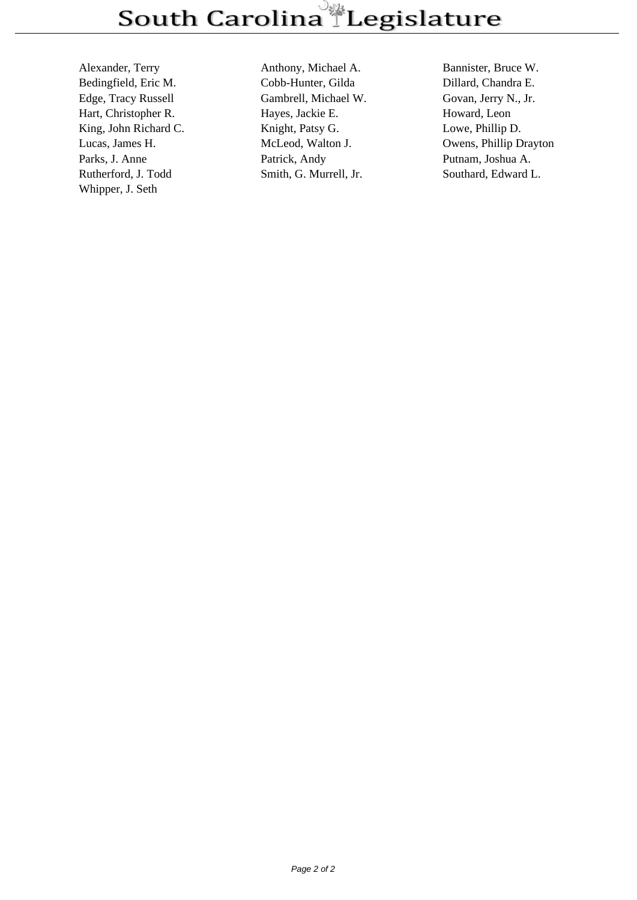Alexander, Terry
Anthony, Michael A.
Bannister, Bruce W.
Bedingfield, Eric M.
Cobb-Hunter, Gilda
Dillard, Chandra E.
Edge, Tracy Russell
Gambrell, Michael W.
Govan, Jerry N., Jr.
Hart, Christopher R.
Hayes, Jackie E.
Howard, Leon
King, John Richard C.
Knight, Patsy G.
Lowe, Phillip D.
Lucas, James H.
McLeod, Walton J.
Owens, Phillip Drayton
Parks, J. Anne
Patrick, Andy
Putnam, Joshua A.
Rutherford, J. Todd
Smith, G. Murrell, Jr.
Southard, Edward L.
Whipper, J. Seth